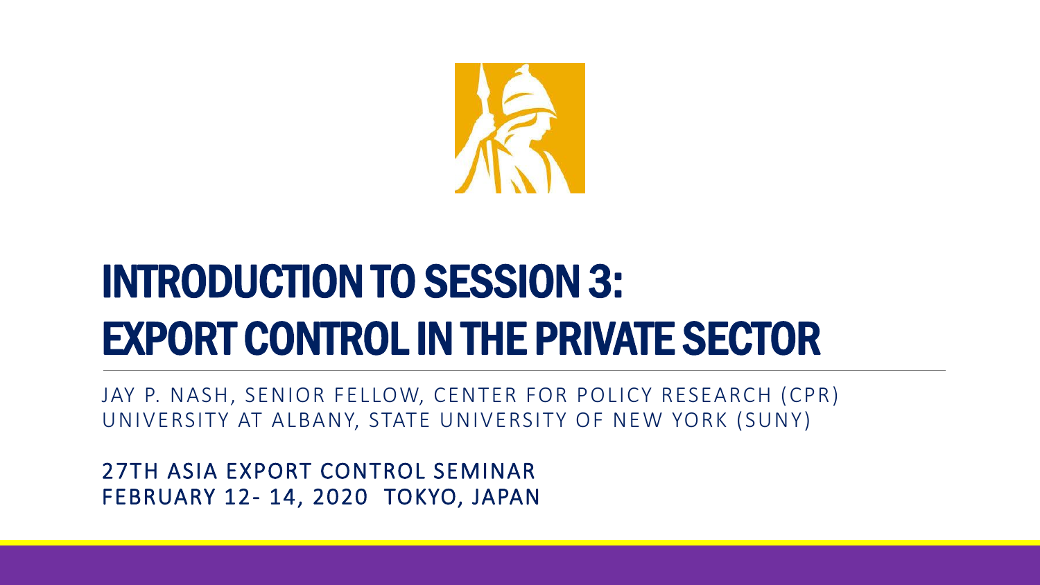# INTRODUCTION TO SESSION 3: EXPORT CONTROL IN THE PRIVATE SECTOR

JAY P. NASH, SENIOR FELLOW, CENTER FOR POLICY RESEARCH (CPR)
UNIVERSITY AT ALBANY, STATE UNIVERSITY OF NEW YORK (SUNY)

27TH ASIA EXPORT CONTROL SEMINAR
FEBRUARY 12- 14, 2020 TOKYO, JAPAN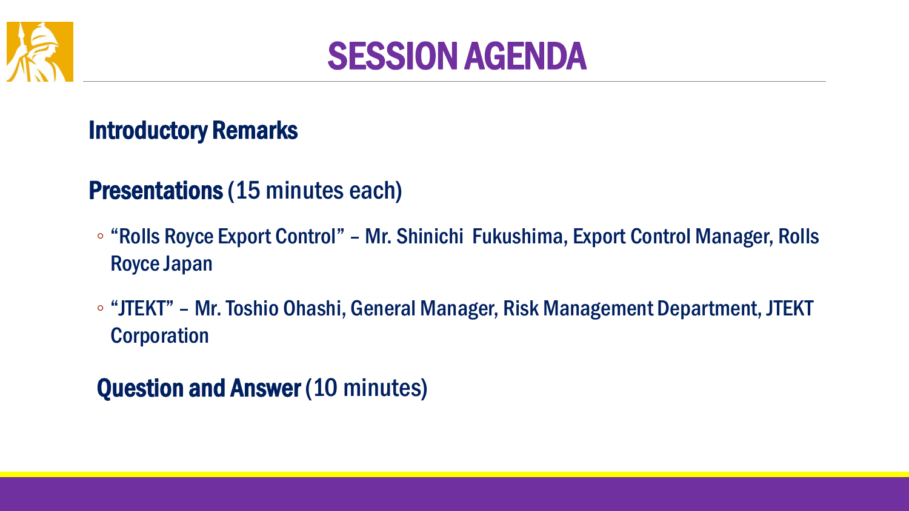# SESSION AGENDA

**Introductory Remarks**

**Presentations** (15 minutes each)

- "Rolls Royce Export Control" – Mr. Shinichi Fukushima, Export Control Manager, Rolls Royce Japan
- "JTEKT" – Mr. Toshio Ohashi, General Manager, Risk Management Department, JTEKT Corporation

**Question and Answer** (10 minutes)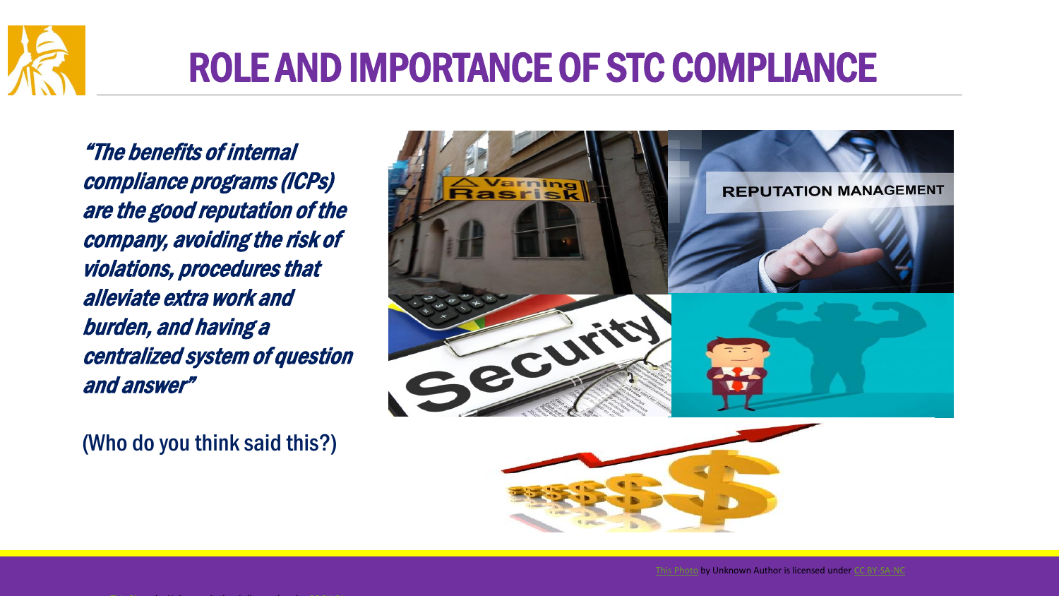# ROLE AND IMPORTANCE OF STC COMPLIANCE

***"The benefits of internal compliance programs (ICPs) are the good reputation of the company, avoiding the risk of violations, procedures that alleviate extra work and burden, and having a centralized system of question and answer"***

(Who do you think said this?)

This Photo by Unknown Author is licensed under CC BY-SA-NC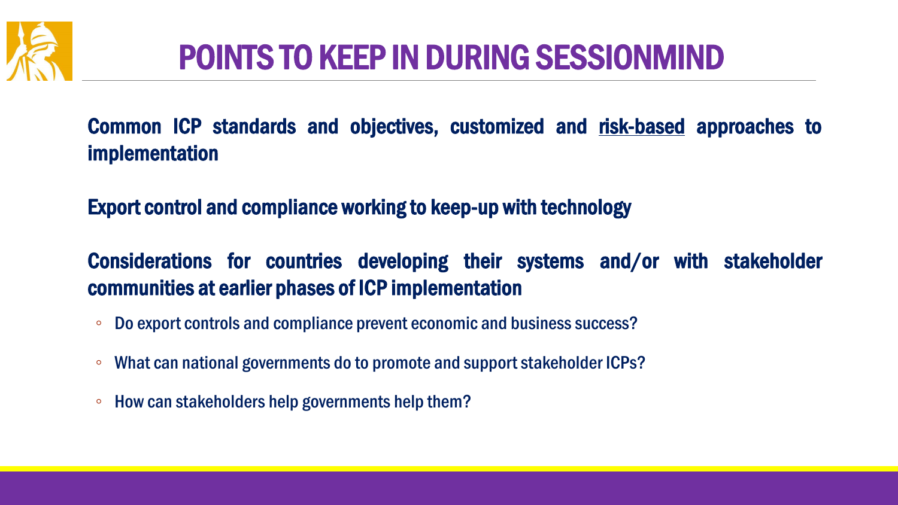# POINTS TO KEEP IN DURING SESSIONMIND

**Common ICP standards and objectives, customized and risk-based approaches to implementation**

**Export control and compliance working to keep-up with technology**

**Considerations for countries developing their systems and/or with stakeholder communities at earlier phases of ICP implementation**

- Do export controls and compliance prevent economic and business success?
- What can national governments do to promote and support stakeholder ICPs?
- How can stakeholders help governments help them?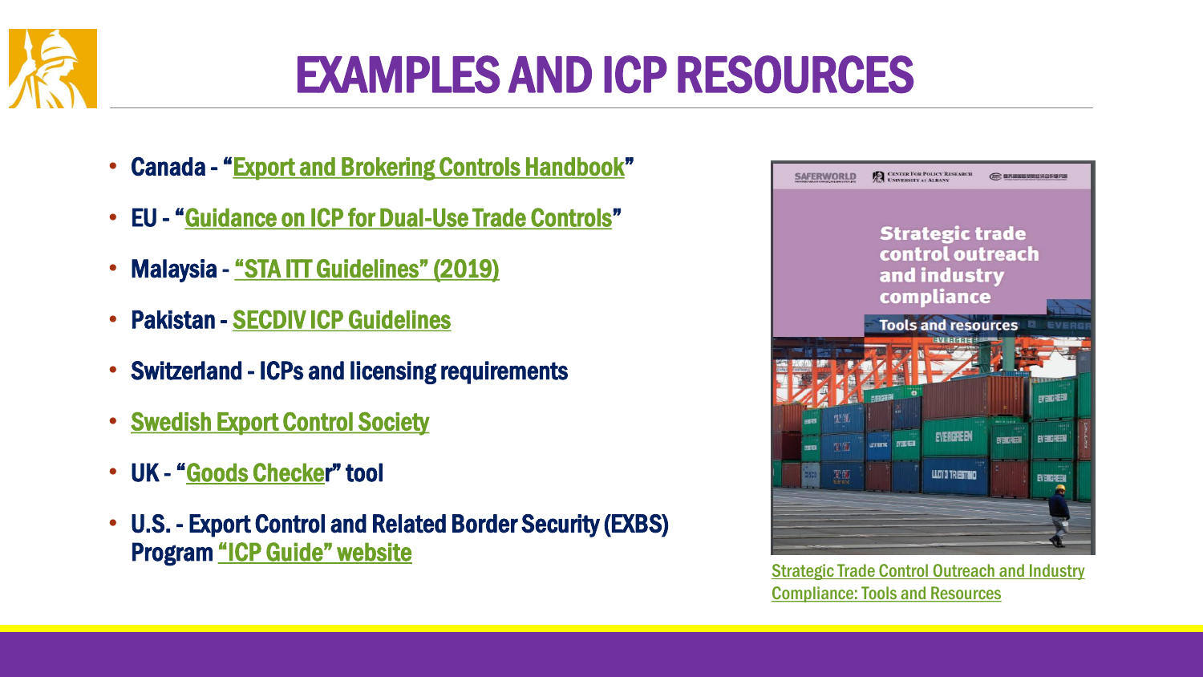# EXAMPLES AND ICP RESOURCES

- **Canada - "Export and Brokering Controls Handbook"**
- **EU - "Guidance on ICP for Dual-Use Trade Controls"**
- **Malaysia - "STA ITT Guidelines" (2019)**
- **Pakistan - SECDIV ICP Guidelines**
- **Switzerland - ICPs and licensing requirements**
- **Swedish Export Control Society**
- **UK - "Goods Checker" tool**
- **U.S. - Export Control and Related Border Security (EXBS) Program "ICP Guide" website**

Strategic Trade Control Outreach and Industry Compliance: Tools and Resources